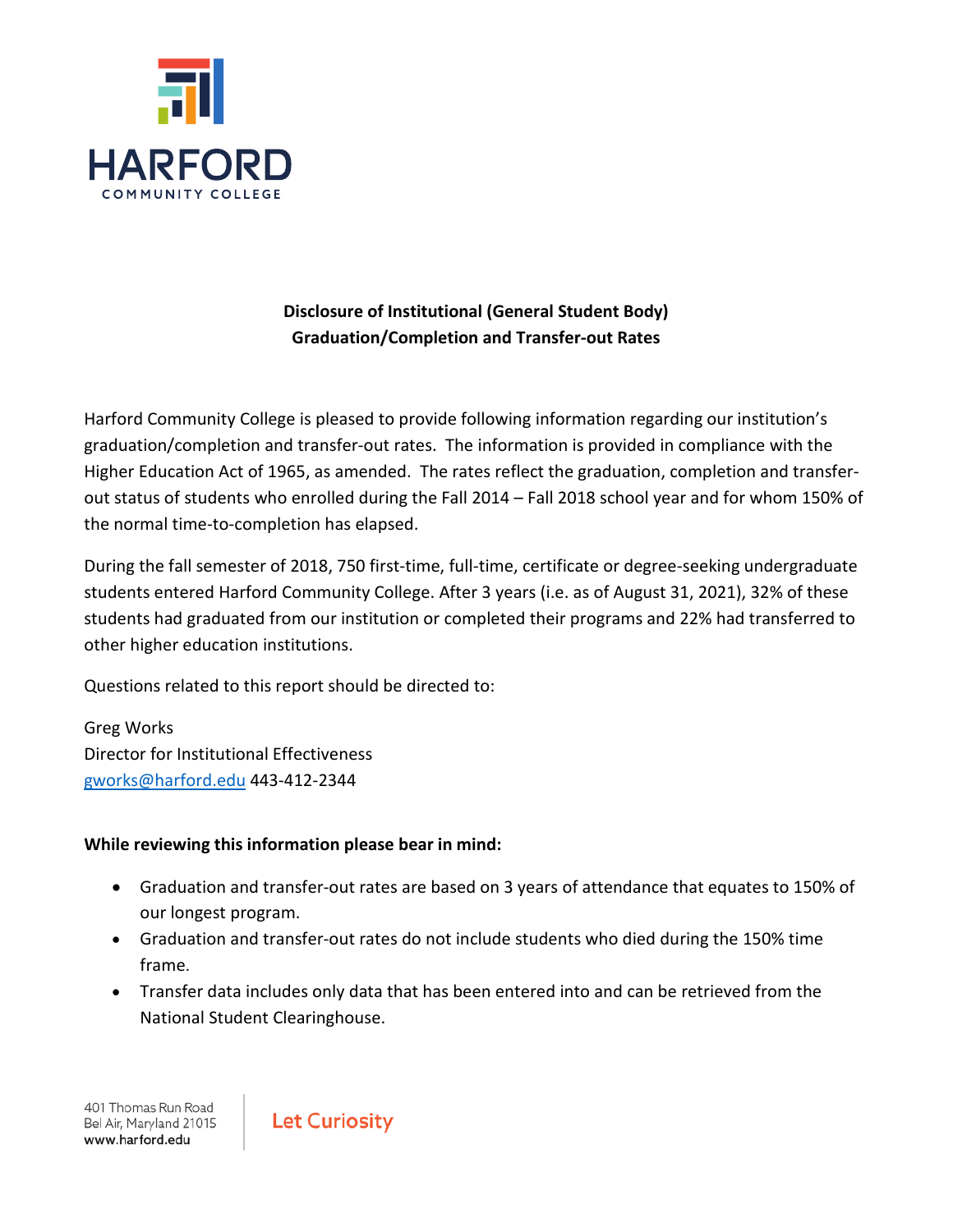HARFORD
COMMUNITY COLLEGE

**Disclosure of Institutional (General Student Body)**
**Graduation/Completion and Transfer-out Rates**

Harford Community College is pleased to provide following information regarding our institution's graduation/completion and transfer-out rates. The information is provided in compliance with the Higher Education Act of 1965, as amended. The rates reflect the graduation, completion and transfer-out status of students who enrolled during the Fall 2014 – Fall 2018 school year and for whom 150% of the normal time-to-completion has elapsed.

During the fall semester of 2018, 750 first-time, full-time, certificate or degree-seeking undergraduate students entered Harford Community College. After 3 years (i.e. as of August 31, 2021), 32% of these students had graduated from our institution or completed their programs and 22% had transferred to other higher education institutions.

Questions related to this report should be directed to:

Greg Works
Director for Institutional Effectiveness
gworks@harford.edu 443-412-2344

**While reviewing this information please bear in mind:**

- Graduation and transfer-out rates are based on 3 years of attendance that equates to 150% of our longest program.
- Graduation and transfer-out rates do not include students who died during the 150% time frame.
- Transfer data includes only data that has been entered into and can be retrieved from the National Student Clearinghouse.

401 Thomas Run Road
Bel Air, Maryland 21015
www.harford.edu

Let Curiosity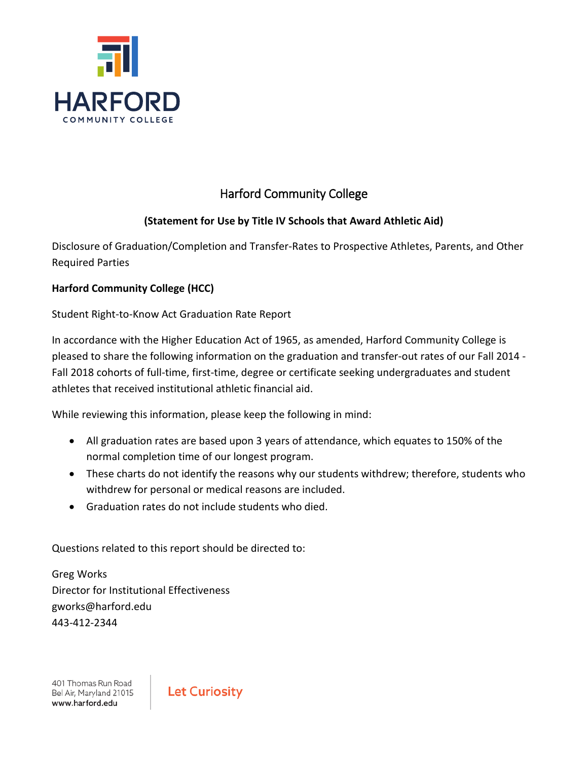# Harford Community College

**(Statement for Use by Title IV Schools that Award Athletic Aid)**

Disclosure of Graduation/Completion and Transfer-Rates to Prospective Athletes, Parents, and Other Required Parties

**Harford Community College (HCC)**

Student Right-to-Know Act Graduation Rate Report

In accordance with the Higher Education Act of 1965, as amended, Harford Community College is pleased to share the following information on the graduation and transfer-out rates of our Fall 2014 - Fall 2018 cohorts of full-time, first-time, degree or certificate seeking undergraduates and student athletes that received institutional athletic financial aid.

While reviewing this information, please keep the following in mind:

- All graduation rates are based upon 3 years of attendance, which equates to 150% of the normal completion time of our longest program.
- These charts do not identify the reasons why our students withdrew; therefore, students who withdrew for personal or medical reasons are included.
- Graduation rates do not include students who died.

Questions related to this report should be directed to:

Greg Works
Director for Institutional Effectiveness
gworks@harford.edu
443-412-2344

401 Thomas Run Road
Bel Air, Maryland 21015
www.harford.edu

Let Curiosity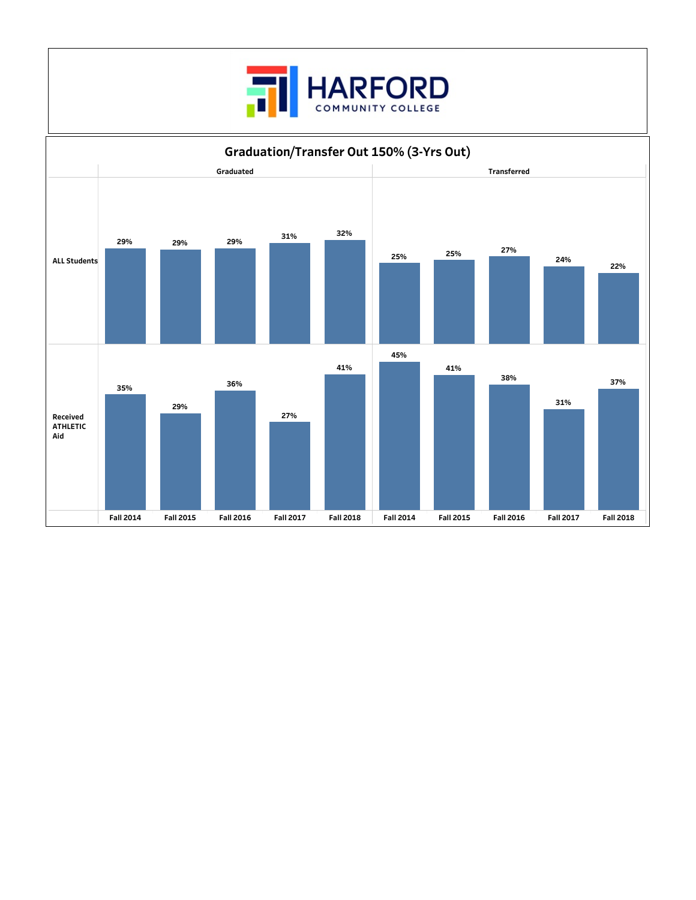# Graduation/Transfer Out 150% (3-Yrs Out)

| | Graduated | | | | | Transferred | | | | |
|---|---|---|---|---|---|---|---|---|---|---|
| | Fall 2014 | Fall 2015 | Fall 2016 | Fall 2017 | Fall 2018 | Fall 2014 | Fall 2015 | Fall 2016 | Fall 2017 | Fall 2018 |
| ALL Students | 29% | 29% | 29% | 31% | 32% | 25% | 25% | 27% | 24% | 22% |
| Received ATHLETIC Aid | 35% | 29% | 36% | 27% | 41% | 45% | 41% | 38% | 31% | 37% |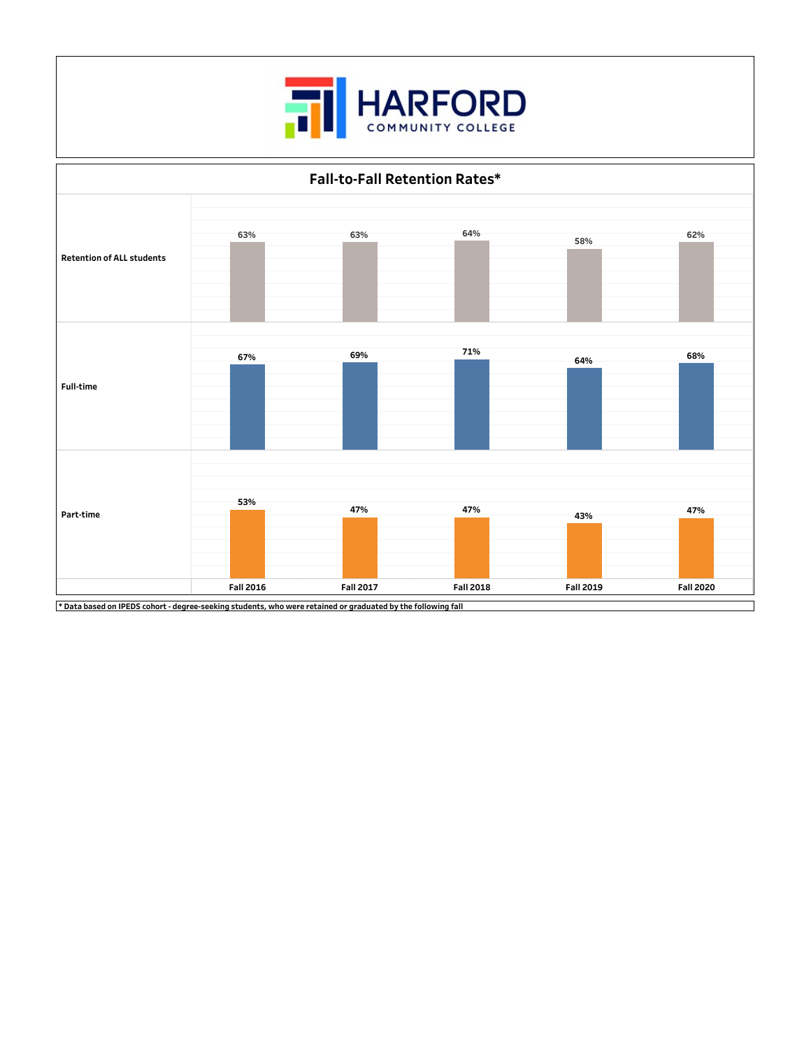HARFORD COMMUNITY COLLEGE

## Fall-to-Fall Retention Rates*

| | Fall 2016 | Fall 2017 | Fall 2018 | Fall 2019 | Fall 2020 |
|---|---|---|---|---|---|
| Retention of ALL students | 63% | 63% | 64% | 58% | 62% |
| Full-time | 67% | 69% | 71% | 64% | 68% |
| Part-time | 53% | 47% | 47% | 43% | 47% |

* Data based on IPEDS cohort - degree-seeking students, who were retained or graduated by the following fall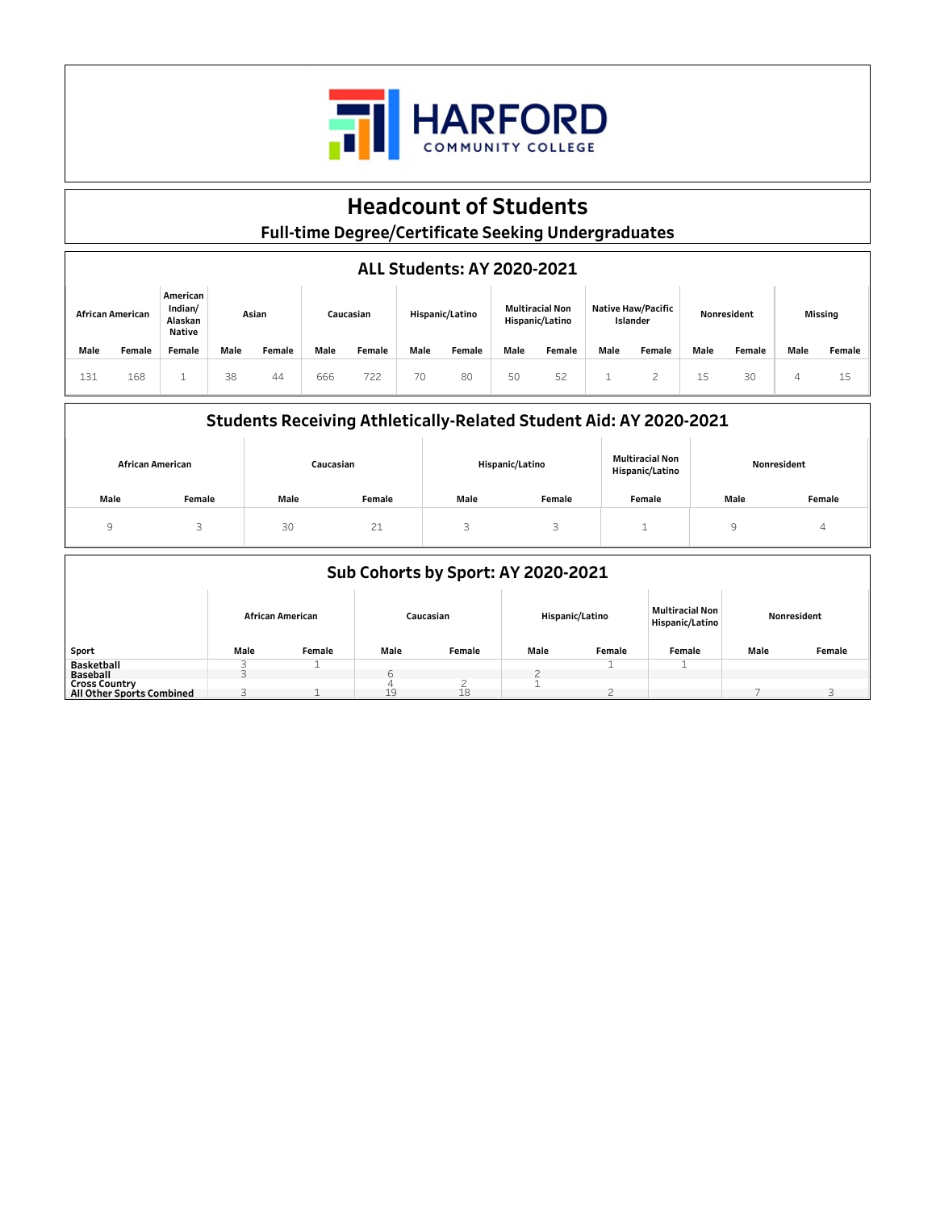HARFORD COMMUNITY COLLEGE

# Headcount of Students

## Full-time Degree/Certificate Seeking Undergraduates

### ALL Students: AY 2020-2021

| African American | | American Indian/ Alaskan Native | Asian | | Caucasian | | Hispanic/Latino | | Multiracial Non Hispanic/Latino | | Native Haw/Pacific Islander | | Nonresident | | Missing | |
|---|---|---|---|---|---|---|---|---|---|---|---|---|---|---|---|---|
| Male | Female | Female | Male | Female | Male | Female | Male | Female | Male | Female | Male | Female | Male | Female | Male | Female |
| 131 | 168 | 1 | 38 | 44 | 666 | 722 | 70 | 80 | 50 | 52 | 1 | 2 | 15 | 30 | 4 | 15 |

### Students Receiving Athletically-Related Student Aid: AY 2020-2021

| African American | | Caucasian | | Hispanic/Latino | | Multiracial Non Hispanic/Latino | Nonresident | |
|---|---|---|---|---|---|---|---|---|
| Male | Female | Male | Female | Male | Female | Female | Male | Female |
| 9 | 3 | 30 | 21 | 3 | 3 | 1 | 9 | 4 |

### Sub Cohorts by Sport: AY 2020-2021

| | African American | | Caucasian | | Hispanic/Latino | | Multiracial Non Hispanic/Latino | Nonresident | |
|---|---|---|---|---|---|---|---|---|---|
| Sport | Male | Female | Male | Female | Male | Female | Female | Male | Female |
| Basketball | 3 | 1 | | | | 1 | 1 | | |
| Baseball | 3 | | 6 | | 2 | | | | |
| Cross Country | | | 4 | 2 | 1 | | | | |
| All Other Sports Combined | 3 | 1 | 19 | 18 | | 2 | | 7 | 3 |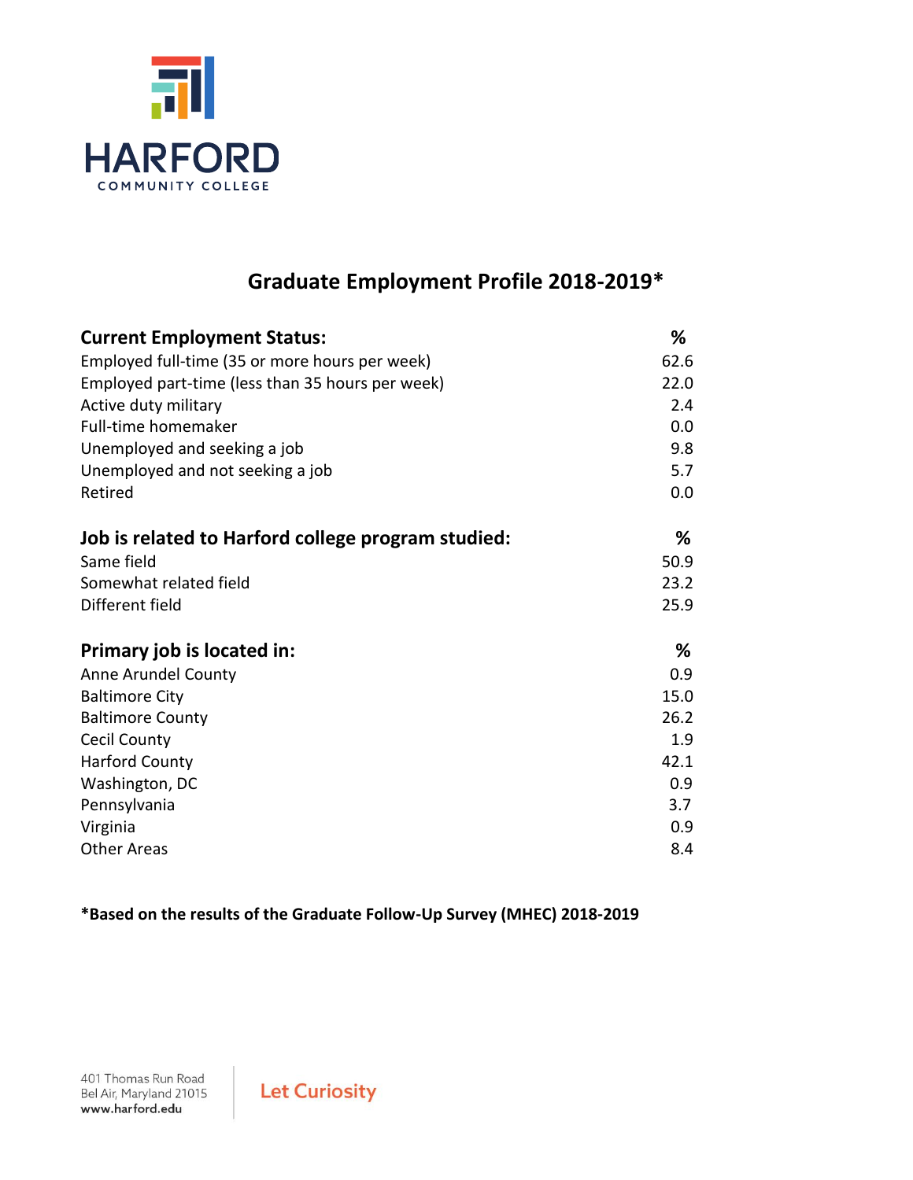HARFORD
COMMUNITY COLLEGE

# Graduate Employment Profile 2018-2019*

| Current Employment Status: | % |
| --- | --- |
| Employed full-time (35 or more hours per week) | 62.6 |
| Employed part-time (less than 35 hours per week) | 22.0 |
| Active duty military | 2.4 |
| Full-time homemaker | 0.0 |
| Unemployed and seeking a job | 9.8 |
| Unemployed and not seeking a job | 5.7 |
| Retired | 0.0 |

| Job is related to Harford college program studied: | % |
| --- | --- |
| Same field | 50.9 |
| Somewhat related field | 23.2 |
| Different field | 25.9 |

| Primary job is located in: | % |
| --- | --- |
| Anne Arundel County | 0.9 |
| Baltimore City | 15.0 |
| Baltimore County | 26.2 |
| Cecil County | 1.9 |
| Harford County | 42.1 |
| Washington, DC | 0.9 |
| Pennsylvania | 3.7 |
| Virginia | 0.9 |
| Other Areas | 8.4 |

**\*Based on the results of the Graduate Follow-Up Survey (MHEC) 2018-2019**

401 Thomas Run Road
Bel Air, Maryland 21015
**www.harford.edu**

Let Curiosity